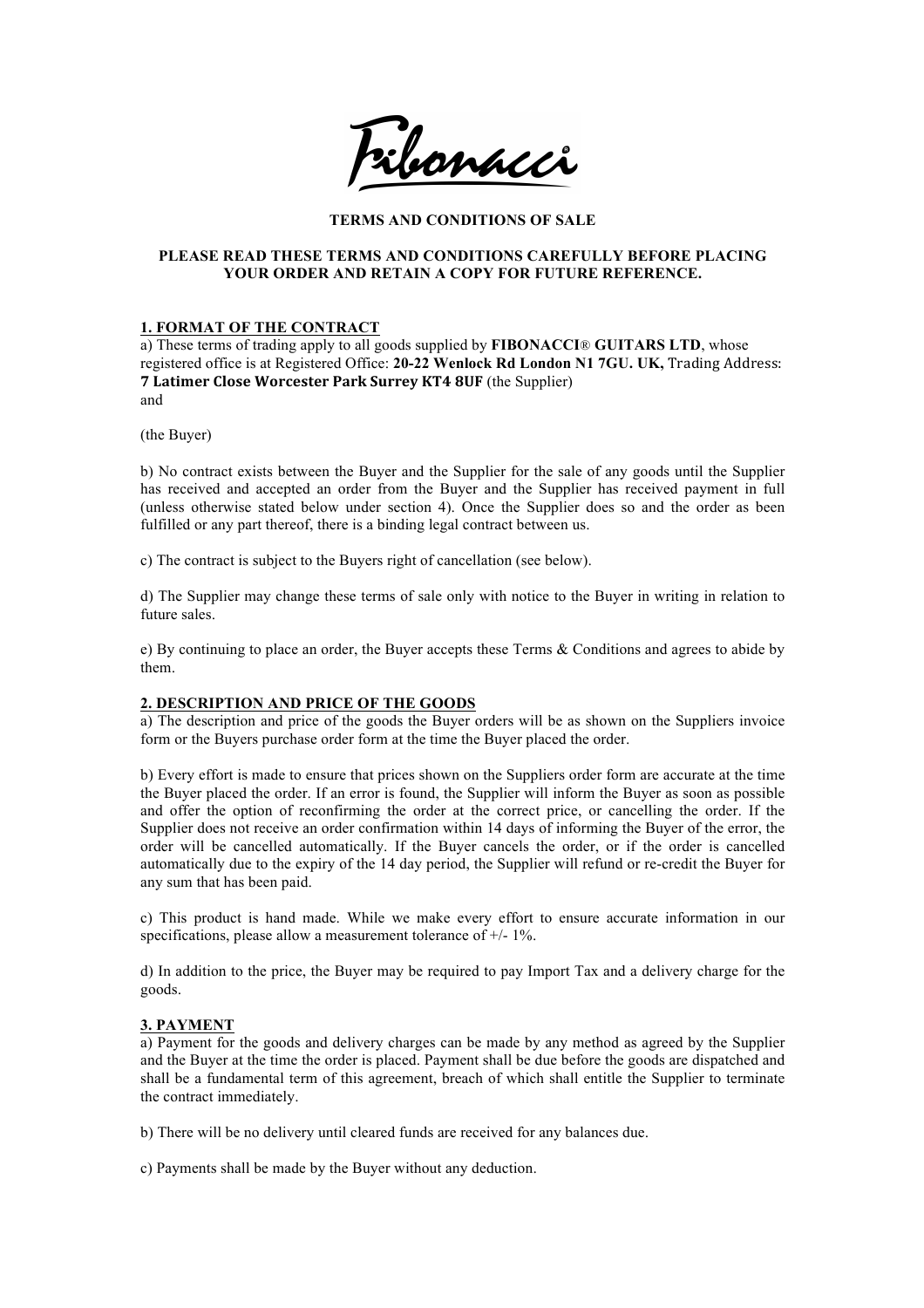Fibonacci

# TERMS AND CONDITIONS OF SALE

**PLEASE READ THESE TERMS AND CONDITIONS CAREFULLY BEFORE PLACING YOUR ORDER AND RETAIN A COPY FOR FUTURE REFERENCE.**

## 1. FORMAT OF THE CONTRACT

a) These terms of trading apply to all goods supplied by **FIBONACCI® GUITARS LTD**, whose registered office is at Registered Office: **20-22 Wenlock Rd London N1 7GU. UK,** Trading Address: **7 Latimer Close Worcester Park Surrey KT4 8UF** (the Supplier)
and

(the Buyer)

b) No contract exists between the Buyer and the Supplier for the sale of any goods until the Supplier has received and accepted an order from the Buyer and the Supplier has received payment in full (unless otherwise stated below under section 4). Once the Supplier does so and the order as been fulfilled or any part thereof, there is a binding legal contract between us.

c) The contract is subject to the Buyers right of cancellation (see below).

d) The Supplier may change these terms of sale only with notice to the Buyer in writing in relation to future sales.

e) By continuing to place an order, the Buyer accepts these Terms & Conditions and agrees to abide by them.

## 2. DESCRIPTION AND PRICE OF THE GOODS

a) The description and price of the goods the Buyer orders will be as shown on the Suppliers invoice form or the Buyers purchase order form at the time the Buyer placed the order.

b) Every effort is made to ensure that prices shown on the Suppliers order form are accurate at the time the Buyer placed the order. If an error is found, the Supplier will inform the Buyer as soon as possible and offer the option of reconfirming the order at the correct price, or cancelling the order. If the Supplier does not receive an order confirmation within 14 days of informing the Buyer of the error, the order will be cancelled automatically. If the Buyer cancels the order, or if the order is cancelled automatically due to the expiry of the 14 day period, the Supplier will refund or re-credit the Buyer for any sum that has been paid.

c) This product is hand made. While we make every effort to ensure accurate information in our specifications, please allow a measurement tolerance of +/- 1%.

d) In addition to the price, the Buyer may be required to pay Import Tax and a delivery charge for the goods.

## 3. PAYMENT

a) Payment for the goods and delivery charges can be made by any method as agreed by the Supplier and the Buyer at the time the order is placed. Payment shall be due before the goods are dispatched and shall be a fundamental term of this agreement, breach of which shall entitle the Supplier to terminate the contract immediately.

b) There will be no delivery until cleared funds are received for any balances due.

c) Payments shall be made by the Buyer without any deduction.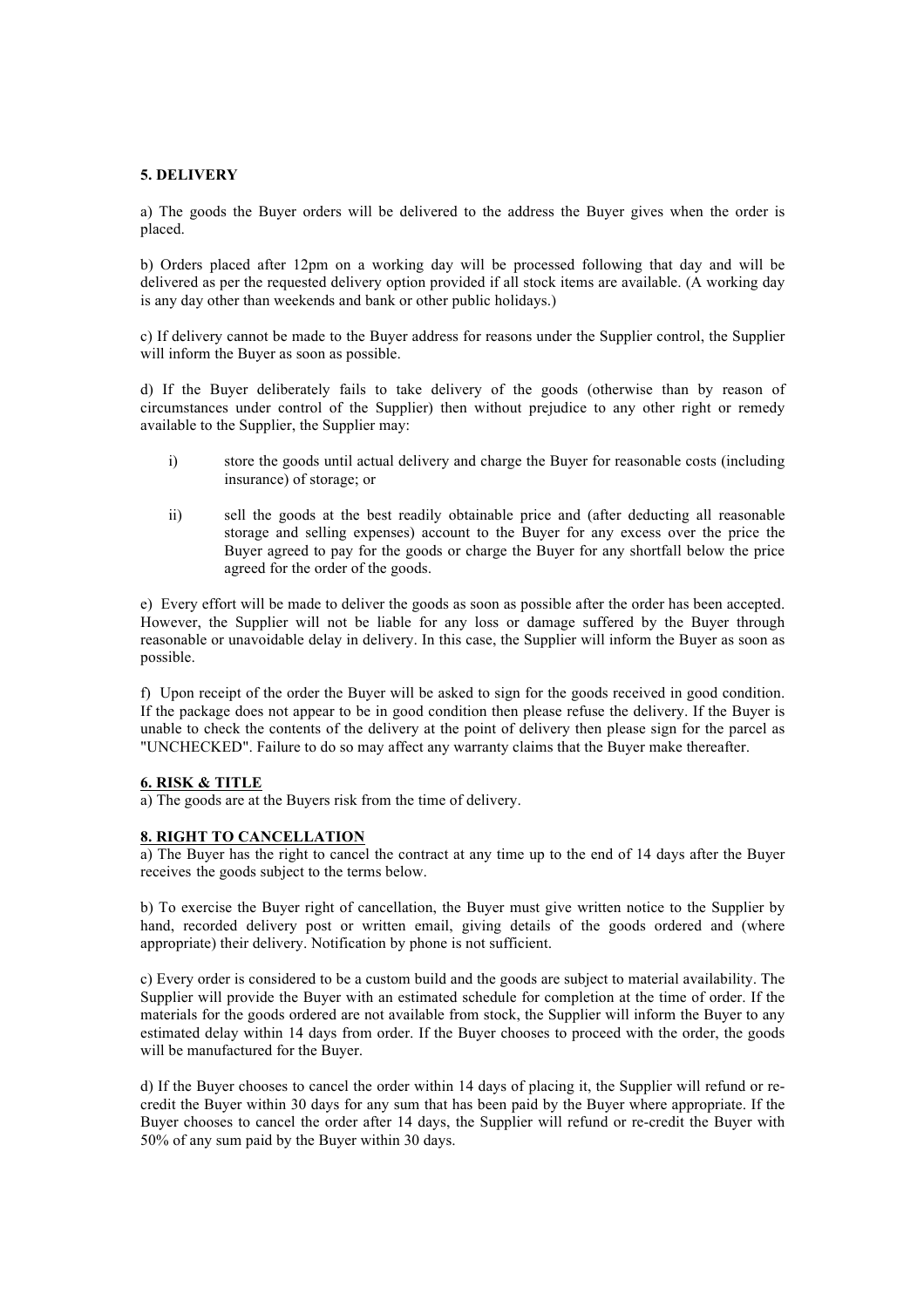**5. DELIVERY**

a) The goods the Buyer orders will be delivered to the address the Buyer gives when the order is placed.

b) Orders placed after 12pm on a working day will be processed following that day and will be delivered as per the requested delivery option provided if all stock items are available. (A working day is any day other than weekends and bank or other public holidays.)

c) If delivery cannot be made to the Buyer address for reasons under the Supplier control, the Supplier will inform the Buyer as soon as possible.

d) If the Buyer deliberately fails to take delivery of the goods (otherwise than by reason of circumstances under control of the Supplier) then without prejudice to any other right or remedy available to the Supplier, the Supplier may:

i) store the goods until actual delivery and charge the Buyer for reasonable costs (including insurance) of storage; or

ii) sell the goods at the best readily obtainable price and (after deducting all reasonable storage and selling expenses) account to the Buyer for any excess over the price the Buyer agreed to pay for the goods or charge the Buyer for any shortfall below the price agreed for the order of the goods.

e) Every effort will be made to deliver the goods as soon as possible after the order has been accepted. However, the Supplier will not be liable for any loss or damage suffered by the Buyer through reasonable or unavoidable delay in delivery. In this case, the Supplier will inform the Buyer as soon as possible.

f) Upon receipt of the order the Buyer will be asked to sign for the goods received in good condition. If the package does not appear to be in good condition then please refuse the delivery. If the Buyer is unable to check the contents of the delivery at the point of delivery then please sign for the parcel as "UNCHECKED". Failure to do so may affect any warranty claims that the Buyer make thereafter.

**6. RISK & TITLE**

a) The goods are at the Buyers risk from the time of delivery.

**8. RIGHT TO CANCELLATION**

a) The Buyer has the right to cancel the contract at any time up to the end of 14 days after the Buyer receives the goods subject to the terms below.

b) To exercise the Buyer right of cancellation, the Buyer must give written notice to the Supplier by hand, recorded delivery post or written email, giving details of the goods ordered and (where appropriate) their delivery. Notification by phone is not sufficient.

c) Every order is considered to be a custom build and the goods are subject to material availability. The Supplier will provide the Buyer with an estimated schedule for completion at the time of order. If the materials for the goods ordered are not available from stock, the Supplier will inform the Buyer to any estimated delay within 14 days from order. If the Buyer chooses to proceed with the order, the goods will be manufactured for the Buyer.

d) If the Buyer chooses to cancel the order within 14 days of placing it, the Supplier will refund or re-credit the Buyer within 30 days for any sum that has been paid by the Buyer where appropriate. If the Buyer chooses to cancel the order after 14 days, the Supplier will refund or re-credit the Buyer with 50% of any sum paid by the Buyer within 30 days.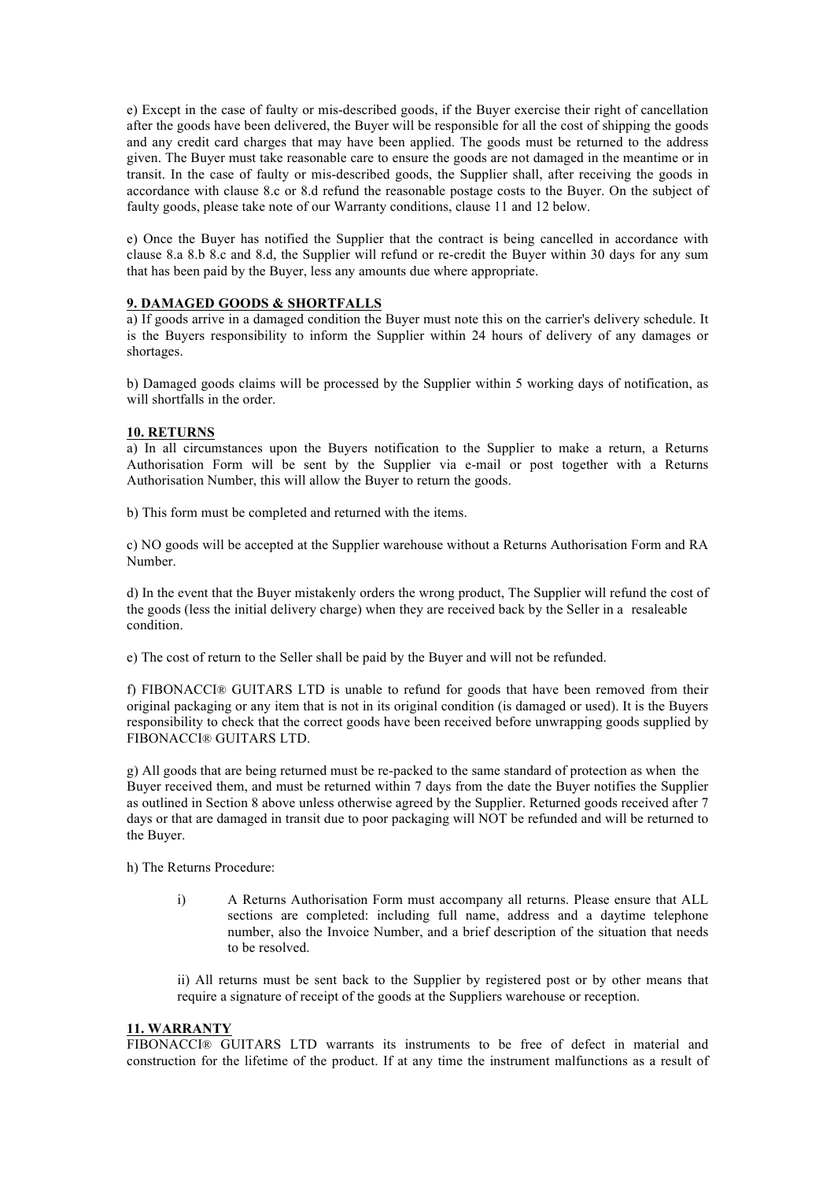e) Except in the case of faulty or mis-described goods, if the Buyer exercise their right of cancellation after the goods have been delivered, the Buyer will be responsible for all the cost of shipping the goods and any credit card charges that may have been applied. The goods must be returned to the address given. The Buyer must take reasonable care to ensure the goods are not damaged in the meantime or in transit. In the case of faulty or mis-described goods, the Supplier shall, after receiving the goods in accordance with clause 8.c or 8.d refund the reasonable postage costs to the Buyer. On the subject of faulty goods, please take note of our Warranty conditions, clause 11 and 12 below.

e) Once the Buyer has notified the Supplier that the contract is being cancelled in accordance with clause 8.a 8.b 8.c and 8.d, the Supplier will refund or re-credit the Buyer within 30 days for any sum that has been paid by the Buyer, less any amounts due where appropriate.

**9. DAMAGED GOODS & SHORTFALLS**

a) If goods arrive in a damaged condition the Buyer must note this on the carrier's delivery schedule. It is the Buyers responsibility to inform the Supplier within 24 hours of delivery of any damages or shortages.

b) Damaged goods claims will be processed by the Supplier within 5 working days of notification, as will shortfalls in the order.

**10. RETURNS**

a) In all circumstances upon the Buyers notification to the Supplier to make a return, a Returns Authorisation Form will be sent by the Supplier via e-mail or post together with a Returns Authorisation Number, this will allow the Buyer to return the goods.

b) This form must be completed and returned with the items.

c) NO goods will be accepted at the Supplier warehouse without a Returns Authorisation Form and RA Number.

d) In the event that the Buyer mistakenly orders the wrong product, The Supplier will refund the cost of the goods (less the initial delivery charge) when they are received back by the Seller in a resaleable condition.

e) The cost of return to the Seller shall be paid by the Buyer and will not be refunded.

f) FIBONACCI® GUITARS LTD is unable to refund for goods that have been removed from their original packaging or any item that is not in its original condition (is damaged or used). It is the Buyers responsibility to check that the correct goods have been received before unwrapping goods supplied by FIBONACCI® GUITARS LTD.

g) All goods that are being returned must be re-packed to the same standard of protection as when the Buyer received them, and must be returned within 7 days from the date the Buyer notifies the Supplier as outlined in Section 8 above unless otherwise agreed by the Supplier. Returned goods received after 7 days or that are damaged in transit due to poor packaging will NOT be refunded and will be returned to the Buyer.

h) The Returns Procedure:

i) A Returns Authorisation Form must accompany all returns. Please ensure that ALL sections are completed: including full name, address and a daytime telephone number, also the Invoice Number, and a brief description of the situation that needs to be resolved.

ii) All returns must be sent back to the Supplier by registered post or by other means that require a signature of receipt of the goods at the Suppliers warehouse or reception.

**11. WARRANTY**

FIBONACCI® GUITARS LTD warrants its instruments to be free of defect in material and construction for the lifetime of the product. If at any time the instrument malfunctions as a result of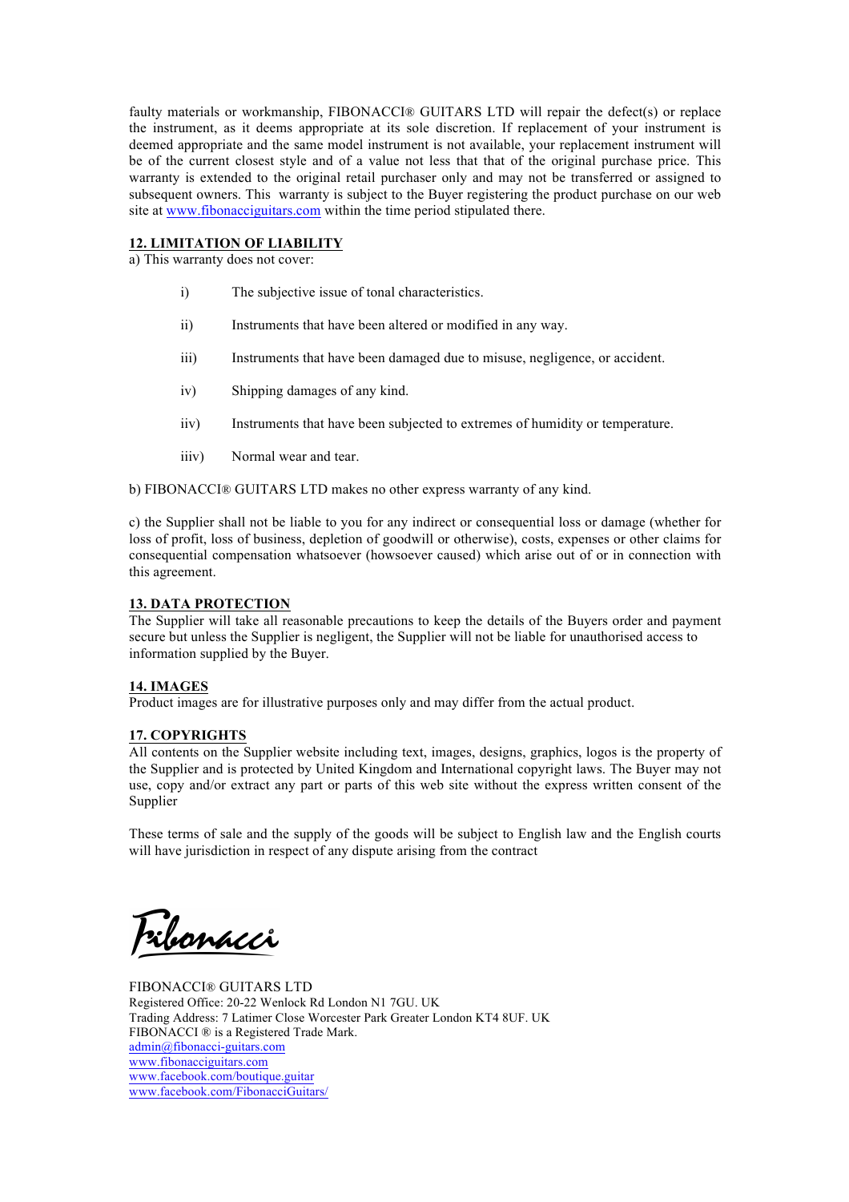faulty materials or workmanship, FIBONACCI® GUITARS LTD will repair the defect(s) or replace the instrument, as it deems appropriate at its sole discretion. If replacement of your instrument is deemed appropriate and the same model instrument is not available, your replacement instrument will be of the current closest style and of a value not less that that of the original purchase price. This warranty is extended to the original retail purchaser only and may not be transferred or assigned to subsequent owners. This warranty is subject to the Buyer registering the product purchase on our web site at www.fibonacciguitars.com within the time period stipulated there.

**12. LIMITATION OF LIABILITY**

a) This warranty does not cover:

i) The subjective issue of tonal characteristics.

ii) Instruments that have been altered or modified in any way.

iii) Instruments that have been damaged due to misuse, negligence, or accident.

iv) Shipping damages of any kind.

iiv) Instruments that have been subjected to extremes of humidity or temperature.

iiiv) Normal wear and tear.

b) FIBONACCI® GUITARS LTD makes no other express warranty of any kind.

c) the Supplier shall not be liable to you for any indirect or consequential loss or damage (whether for loss of profit, loss of business, depletion of goodwill or otherwise), costs, expenses or other claims for consequential compensation whatsoever (howsoever caused) which arise out of or in connection with this agreement.

**13. DATA PROTECTION**

The Supplier will take all reasonable precautions to keep the details of the Buyers order and payment secure but unless the Supplier is negligent, the Supplier will not be liable for unauthorised access to information supplied by the Buyer.

**14. IMAGES**

Product images are for illustrative purposes only and may differ from the actual product.

**17. COPYRIGHTS**

All contents on the Supplier website including text, images, designs, graphics, logos is the property of the Supplier and is protected by United Kingdom and International copyright laws. The Buyer may not use, copy and/or extract any part or parts of this web site without the express written consent of the Supplier

These terms of sale and the supply of the goods will be subject to English law and the English courts will have jurisdiction in respect of any dispute arising from the contract

Fibonacci

FIBONACCI® GUITARS LTD
Registered Office: 20-22 Wenlock Rd London N1 7GU. UK
Trading Address: 7 Latimer Close Worcester Park Greater London KT4 8UF. UK
FIBONACCI ® is a Registered Trade Mark.
admin@fibonacci-guitars.com
www.fibonacciguitars.com
www.facebook.com/boutique.guitar
www.facebook.com/FibonacciGuitars/